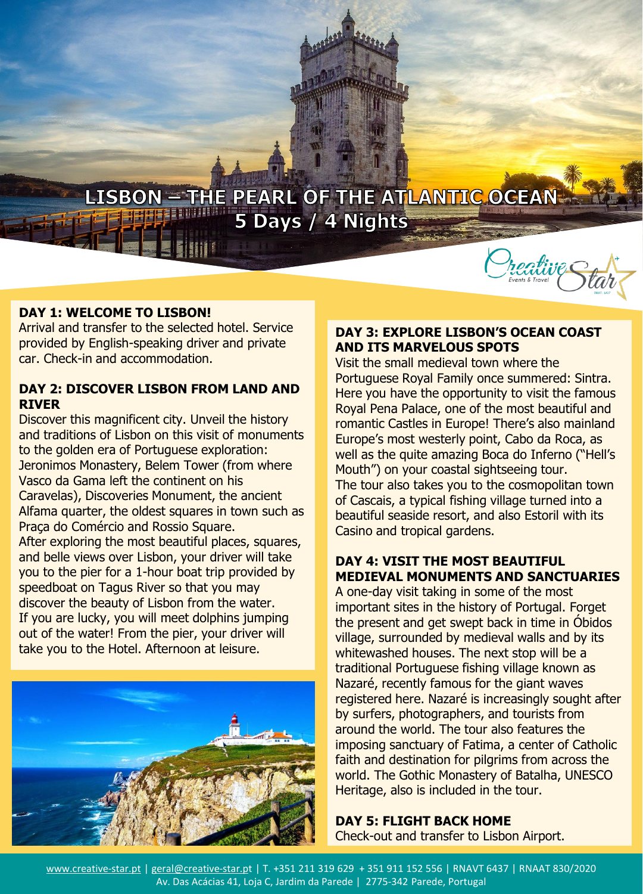# LISBON – THE PEARL OF THE ATLANTIC OCEAN
## 5 Days / 4 Nights

### DAY 1: WELCOME TO LISBON!

Arrival and transfer to the selected hotel. Service provided by English-speaking driver and private car. Check-in and accommodation.

### DAY 2: DISCOVER LISBON FROM LAND AND RIVER

Discover this magnificent city. Unveil the history and traditions of Lisbon on this visit of monuments to the golden era of Portuguese exploration: Jeronimos Monastery, Belem Tower (from where Vasco da Gama left the continent on his Caravelas), Discoveries Monument, the ancient Alfama quarter, the oldest squares in town such as Praça do Comércio and Rossio Square.
After exploring the most beautiful places, squares, and belle views over Lisbon, your driver will take you to the pier for a 1-hour boat trip provided by speedboat on Tagus River so that you may discover the beauty of Lisbon from the water. If you are lucky, you will meet dolphins jumping out of the water! From the pier, your driver will take you to the Hotel. Afternoon at leisure.

### DAY 3: EXPLORE LISBON'S OCEAN COAST AND ITS MARVELOUS SPOTS

Visit the small medieval town where the Portuguese Royal Family once summered: Sintra. Here you have the opportunity to visit the famous Royal Pena Palace, one of the most beautiful and romantic Castles in Europe! There's also mainland Europe's most westerly point, Cabo da Roca, as well as the quite amazing Boca do Inferno ("Hell's Mouth") on your coastal sightseeing tour.
The tour also takes you to the cosmopolitan town of Cascais, a typical fishing village turned into a beautiful seaside resort, and also Estoril with its Casino and tropical gardens.

### DAY 4: VISIT THE MOST BEAUTIFUL MEDIEVAL MONUMENTS AND SANCTUARIES

A one-day visit taking in some of the most important sites in the history of Portugal. Forget the present and get swept back in time in Óbidos village, surrounded by medieval walls and by its whitewashed houses. The next stop will be a traditional Portuguese fishing village known as Nazaré, recently famous for the giant waves registered here. Nazaré is increasingly sought after by surfers, photographers, and tourists from around the world. The tour also features the imposing sanctuary of Fatima, a center of Catholic faith and destination for pilgrims from across the world. The Gothic Monastery of Batalha, UNESCO Heritage, also is included in the tour.

### DAY 5: FLIGHT BACK HOME

Check-out and transfer to Lisbon Airport.

www.creative-star.pt | geral@creative-star.pt | T. +351 211 319 629 + 351 911 152 556 | RNAVT 6437 | RNAAT 830/2020
Av. Das Acácias 41, Loja C, Jardim da Parede | 2775-342 Parede, Portugal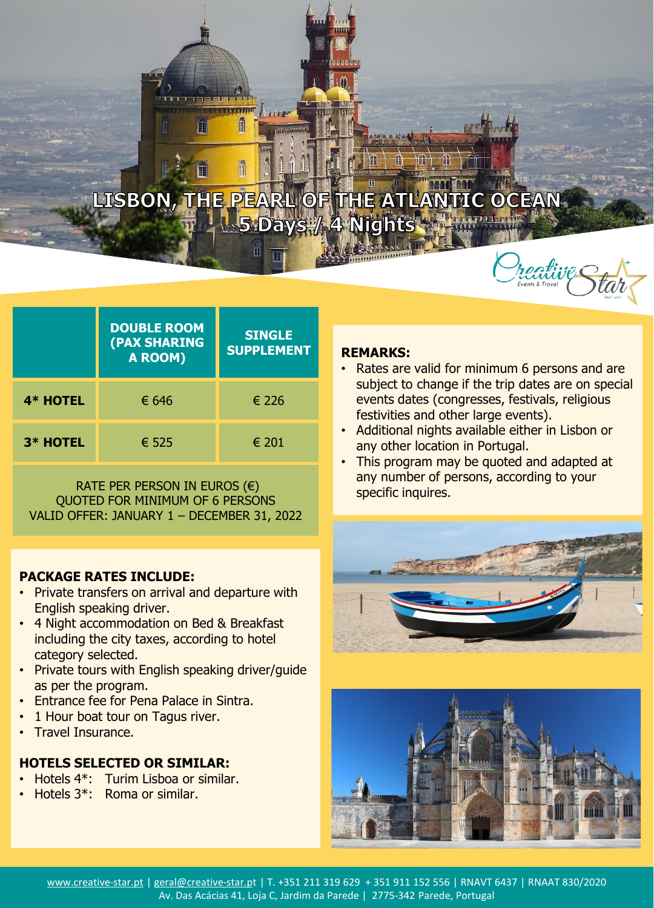# LISBON, THE PEARL OF THE ATLANTIC OCEAN

## 5 Days / 4 Nights

| | DOUBLE ROOM (PAX SHARING A ROOM) | SINGLE SUPPLEMENT |
|---|---|---|
| **4* HOTEL** | € 646 | € 226 |
| **3* HOTEL** | € 525 | € 201 |

RATE PER PERSON IN EUROS (€)
QUOTED FOR MINIMUM OF 6 PERSONS
VALID OFFER: JANUARY 1 – DECEMBER 31, 2022

**REMARKS:**

- Rates are valid for minimum 6 persons and are subject to change if the trip dates are on special events dates (congresses, festivals, religious festivities and other large events).
- Additional nights available either in Lisbon or any other location in Portugal.
- This program may be quoted and adapted at any number of persons, according to your specific inquires.

**PACKAGE RATES INCLUDE:**

- Private transfers on arrival and departure with English speaking driver.
- 4 Night accommodation on Bed & Breakfast including the city taxes, according to hotel category selected.
- Private tours with English speaking driver/guide as per the program.
- Entrance fee for Pena Palace in Sintra.
- 1 Hour boat tour on Tagus river.
- Travel Insurance.

**HOTELS SELECTED OR SIMILAR:**

- Hotels 4*: Turim Lisboa or similar.
- Hotels 3*: Roma or similar.

www.creative-star.pt | geral@creative-star.pt | T. +351 211 319 629 + 351 911 152 556 | RNAVT 6437 | RNAAT 830/2020
Av. Das Acácias 41, Loja C, Jardim da Parede | 2775-342 Parede, Portugal